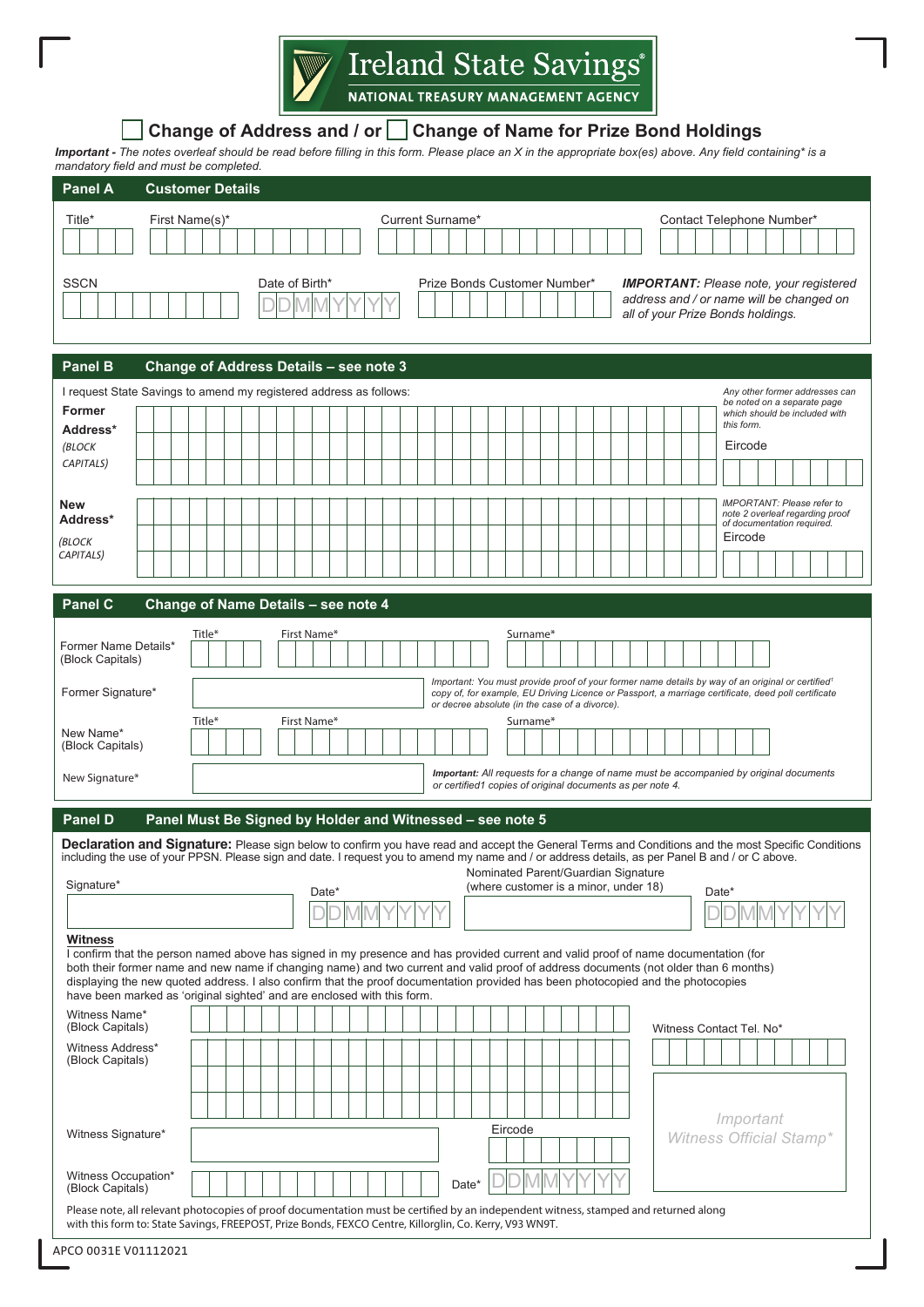Ireland State Savings®
NATIONAL TREASURY MANAGEMENT AGENCY

# ☐ Change of Address and / or ☐ Change of Name for Prize Bond Holdings

***Important*** *- The notes overleaf should be read before filling in this form. Please place an X in the appropriate box(es) above. Any field containing* is a mandatory field and must be completed.*

## Panel A Customer Details

Title* | First Name(s)* | Current Surname* | Contact Telephone Number*

SSCN | Date of Birth* DDMMYYYY | Prize Bonds Customer Number*

***IMPORTANT:*** *Please note, your registered address and / or name will be changed on all of your Prize Bonds holdings.*

## Panel B Change of Address Details – see note 3

I request State Savings to amend my registered address as follows:

**Former Address*** *(BLOCK CAPITALS)*

*Any other former addresses can be noted on a separate page which should be included with this form.*

Eircode

**New Address*** *(BLOCK CAPITALS)*

*IMPORTANT: Please refer to note 2 overleaf regarding proof of documentation required.*

Eircode

## Panel C Change of Name Details – see note 4

Former Name Details* (Block Capitals) — Title* | First Name* | Surname*

Former Signature*

*Important: You must provide proof of your former name details by way of an original or certified[1] copy of, for example, EU Driving Licence or Passport, a marriage certificate, deed poll certificate or decree absolute (in the case of a divorce).*

New Name* (Block Capitals) — Title* | First Name* | Surname*

New Signature*

***Important:*** *All requests for a change of name must be accompanied by original documents or certified1 copies of original documents as per note 4.*

## Panel D Panel Must Be Signed by Holder and Witnessed – see note 5

**Declaration and Signature:** Please sign below to confirm you have read and accept the General Terms and Conditions and the most Specific Conditions including the use of your PPSN. Please sign and date. I request you to amend my name and / or address details, as per Panel B and / or C above.

Signature* | Date* DDMMYYYY | Nominated Parent/Guardian Signature (where customer is a minor, under 18) | Date* DDMMYYYY

**Witness**

I confirm that the person named above has signed in my presence and has provided current and valid proof of name documentation (for both their former name and new name if changing name) and two current and valid proof of address documents (not older than 6 months) displaying the new quoted address. I also confirm that the proof documentation provided has been photocopied and the photocopies have been marked as 'original sighted' and are enclosed with this form.

Witness Name* (Block Capitals)

Witness Contact Tel. No*

Witness Address* (Block Capitals)

Eircode

Witness Signature*

*Important Witness Official Stamp**

Witness Occupation* (Block Capitals) | Date* DDMMYYYY

Please note, all relevant photocopies of proof documentation must be certified by an independent witness, stamped and returned along with this form to: State Savings, FREEPOST, Prize Bonds, FEXCO Centre, Killorglin, Co. Kerry, V93 WN9T.

APCO 0031E V01112021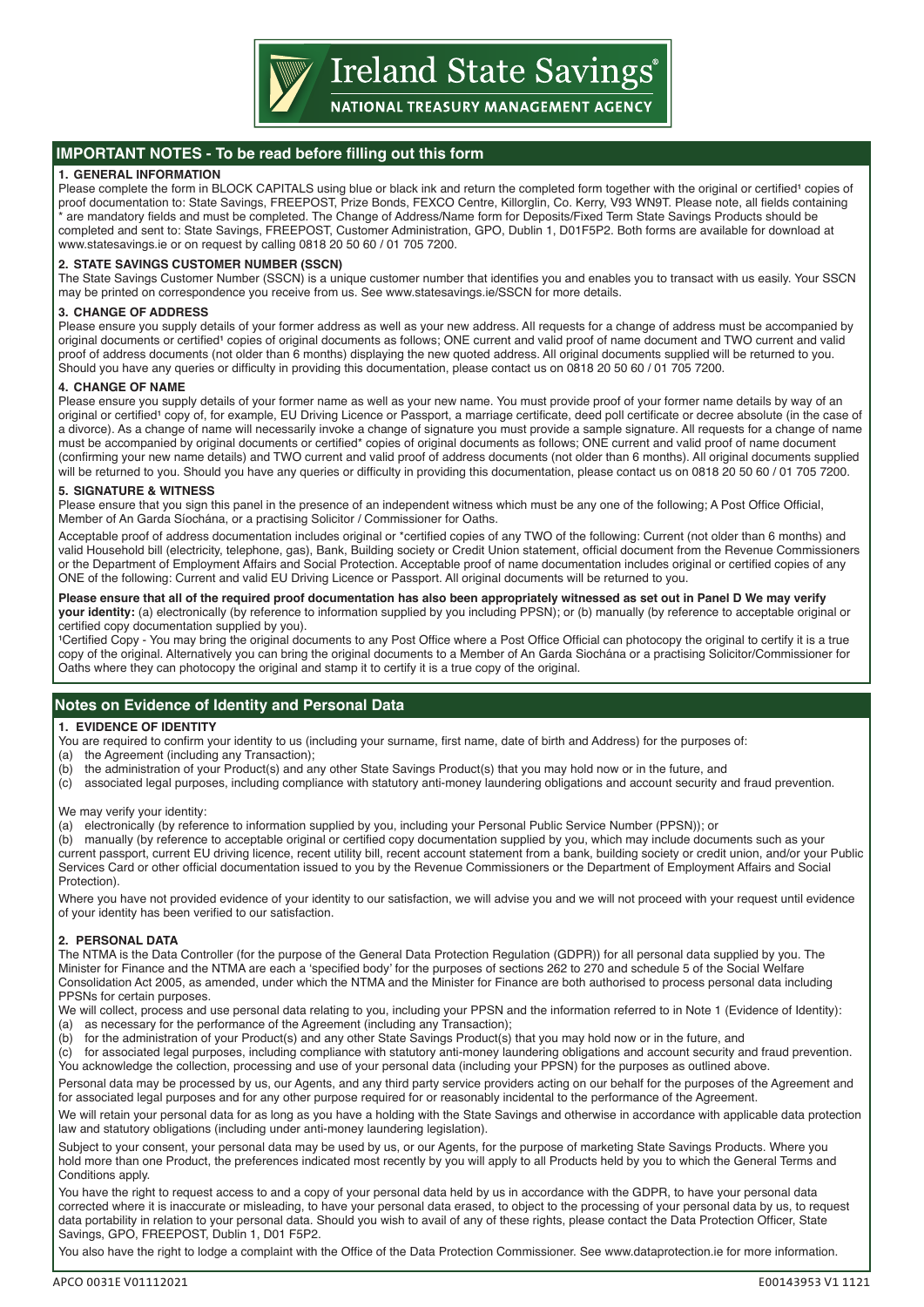# Ireland State Savings®

NATIONAL TREASURY MANAGEMENT AGENCY

## IMPORTANT NOTES - To be read before filling out this form

### 1. GENERAL INFORMATION

Please complete the form in BLOCK CAPITALS using blue or black ink and return the completed form together with the original or certified[1] copies of proof documentation to: State Savings, FREEPOST, Prize Bonds, FEXCO Centre, Killorglin, Co. Kerry, V93 WN9T. Please note, all fields containing * are mandatory fields and must be completed. The Change of Address/Name form for Deposits/Fixed Term State Savings Products should be completed and sent to: State Savings, FREEPOST, Customer Administration, GPO, Dublin 1, D01F5P2. Both forms are available for download at www.statesavings.ie or on request by calling 0818 20 50 60 / 01 705 7200.

### 2. STATE SAVINGS CUSTOMER NUMBER (SSCN)

The State Savings Customer Number (SSCN) is a unique customer number that identifies you and enables you to transact with us easily. Your SSCN may be printed on correspondence you receive from us. See www.statesavings.ie/SSCN for more details.

### 3. CHANGE OF ADDRESS

Please ensure you supply details of your former address as well as your new address. All requests for a change of address must be accompanied by original documents or certified[1] copies of original documents as follows; ONE current and valid proof of name document and TWO current and valid proof of address documents (not older than 6 months) displaying the new quoted address. All original documents supplied will be returned to you. Should you have any queries or difficulty in providing this documentation, please contact us on 0818 20 50 60 / 01 705 7200.

### 4. CHANGE OF NAME

Please ensure you supply details of your former name as well as your new name. You must provide proof of your former name details by way of an original or certified[1] copy of, for example, EU Driving Licence or Passport, a marriage certificate, deed poll certificate or decree absolute (in the case of a divorce). As a change of name will necessarily invoke a change of signature you must provide a sample signature. All requests for a change of name must be accompanied by original documents or certified* copies of original documents as follows; ONE current and valid proof of name document (confirming your new name details) and TWO current and valid proof of address documents (not older than 6 months). All original documents supplied will be returned to you. Should you have any queries or difficulty in providing this documentation, please contact us on 0818 20 50 60 / 01 705 7200.

### 5. SIGNATURE & WITNESS

Please ensure that you sign this panel in the presence of an independent witness which must be any one of the following; A Post Office Official, Member of An Garda Síochána, or a practising Solicitor / Commissioner for Oaths.

Acceptable proof of address documentation includes original or *certified copies of any TWO of the following: Current (not older than 6 months) and valid Household bill (electricity, telephone, gas), Bank, Building society or Credit Union statement, official document from the Revenue Commissioners or the Department of Employment Affairs and Social Protection. Acceptable proof of name documentation includes original or certified copies of any ONE of the following: Current and valid EU Driving Licence or Passport. All original documents will be returned to you.

**Please ensure that all of the required proof documentation has also been appropriately witnessed as set out in Panel D We may verify your identity:** (a) electronically (by reference to information supplied by you including PPSN); or (b) manually (by reference to acceptable original or certified copy documentation supplied by you).

[1]Certified Copy - You may bring the original documents to any Post Office where a Post Office Official can photocopy the original to certify it is a true copy of the original. Alternatively you can bring the original documents to a Member of An Garda Siochána or a practising Solicitor/Commissioner for Oaths where they can photocopy the original and stamp it to certify it is a true copy of the original.

## Notes on Evidence of Identity and Personal Data

### 1. EVIDENCE OF IDENTITY

You are required to confirm your identity to us (including your surname, first name, date of birth and Address) for the purposes of:

(a) the Agreement (including any Transaction);
(b) the administration of your Product(s) and any other State Savings Product(s) that you may hold now or in the future, and
(c) associated legal purposes, including compliance with statutory anti-money laundering obligations and account security and fraud prevention.

We may verify your identity:

(a) electronically (by reference to information supplied by you, including your Personal Public Service Number (PPSN)); or
(b) manually (by reference to acceptable original or certified copy documentation supplied by you, which may include documents such as your current passport, current EU driving licence, recent utility bill, recent account statement from a bank, building society or credit union, and/or your Public Services Card or other official documentation issued to you by the Revenue Commissioners or the Department of Employment Affairs and Social Protection).

Where you have not provided evidence of your identity to our satisfaction, we will advise you and we will not proceed with your request until evidence of your identity has been verified to our satisfaction.

### 2. PERSONAL DATA

The NTMA is the Data Controller (for the purpose of the General Data Protection Regulation (GDPR)) for all personal data supplied by you. The Minister for Finance and the NTMA are each a 'specified body' for the purposes of sections 262 to 270 and schedule 5 of the Social Welfare Consolidation Act 2005, as amended, under which the NTMA and the Minister for Finance are both authorised to process personal data including PPSNs for certain purposes.

We will collect, process and use personal data relating to you, including your PPSN and the information referred to in Note 1 (Evidence of Identity):

(a) as necessary for the performance of the Agreement (including any Transaction);
(b) for the administration of your Product(s) and any other State Savings Product(s) that you may hold now or in the future, and
(c) for associated legal purposes, including compliance with statutory anti-money laundering obligations and account security and fraud prevention.

You acknowledge the collection, processing and use of your personal data (including your PPSN) for the purposes as outlined above.

Personal data may be processed by us, our Agents, and any third party service providers acting on our behalf for the purposes of the Agreement and for associated legal purposes and for any other purpose required for or reasonably incidental to the performance of the Agreement.

We will retain your personal data for as long as you have a holding with the State Savings and otherwise in accordance with applicable data protection law and statutory obligations (including under anti-money laundering legislation).

Subject to your consent, your personal data may be used by us, or our Agents, for the purpose of marketing State Savings Products. Where you hold more than one Product, the preferences indicated most recently by you will apply to all Products held by you to which the General Terms and Conditions apply.

You have the right to request access to and a copy of your personal data held by us in accordance with the GDPR, to have your personal data corrected where it is inaccurate or misleading, to have your personal data erased, to object to the processing of your personal data by us, to request data portability in relation to your personal data. Should you wish to avail of any of these rights, please contact the Data Protection Officer, State Savings, GPO, FREEPOST, Dublin 1, D01 F5P2.

You also have the right to lodge a complaint with the Office of the Data Protection Commissioner. See www.dataprotection.ie for more information.

APCO 0031E V01112021

E00143953 V1 1121